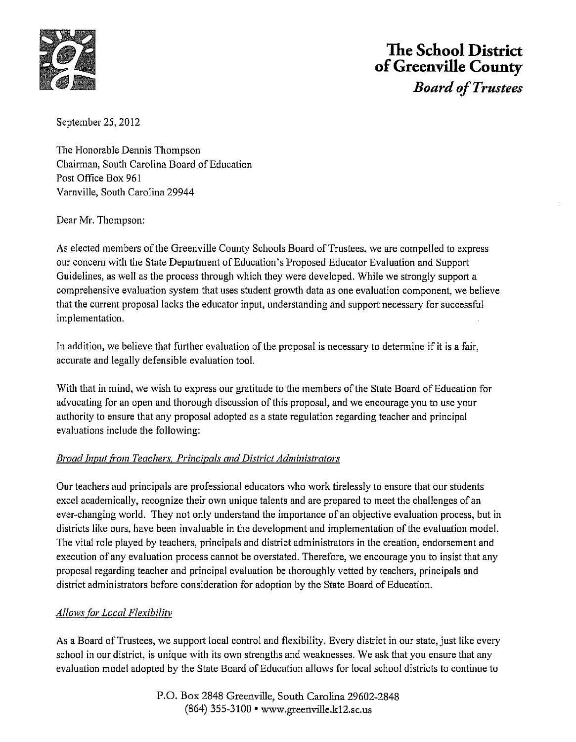# The School District of Greenville County

***Board of Trustees***

September 25, 2012

The Honorable Dennis Thompson
Chairman, South Carolina Board of Education
Post Office Box 961
Varnville, South Carolina 29944

Dear Mr. Thompson:

As elected members of the Greenville County Schools Board of Trustees, we are compelled to express our concern with the State Department of Education's Proposed Educator Evaluation and Support Guidelines, as well as the process through which they were developed. While we strongly support a comprehensive evaluation system that uses student growth data as one evaluation component, we believe that the current proposal lacks the educator input, understanding and support necessary for successful implementation.

In addition, we believe that further evaluation of the proposal is necessary to determine if it is a fair, accurate and legally defensible evaluation tool.

With that in mind, we wish to express our gratitude to the members of the State Board of Education for advocating for an open and thorough discussion of this proposal, and we encourage you to use your authority to ensure that any proposal adopted as a state regulation regarding teacher and principal evaluations include the following:

*Broad Input from Teachers, Principals and District Administrators*

Our teachers and principals are professional educators who work tirelessly to ensure that our students excel academically, recognize their own unique talents and are prepared to meet the challenges of an ever-changing world. They not only understand the importance of an objective evaluation process, but in districts like ours, have been invaluable in the development and implementation of the evaluation model. The vital role played by teachers, principals and district administrators in the creation, endorsement and execution of any evaluation process cannot be overstated. Therefore, we encourage you to insist that any proposal regarding teacher and principal evaluation be thoroughly vetted by teachers, principals and district administrators before consideration for adoption by the State Board of Education.

*Allows for Local Flexibility*

As a Board of Trustees, we support local control and flexibility. Every district in our state, just like every school in our district, is unique with its own strengths and weaknesses. We ask that you ensure that any evaluation model adopted by the State Board of Education allows for local school districts to continue to

P.O. Box 2848 Greenville, South Carolina 29602-2848
(864) 355-3100 • www.greenville.k12.sc.us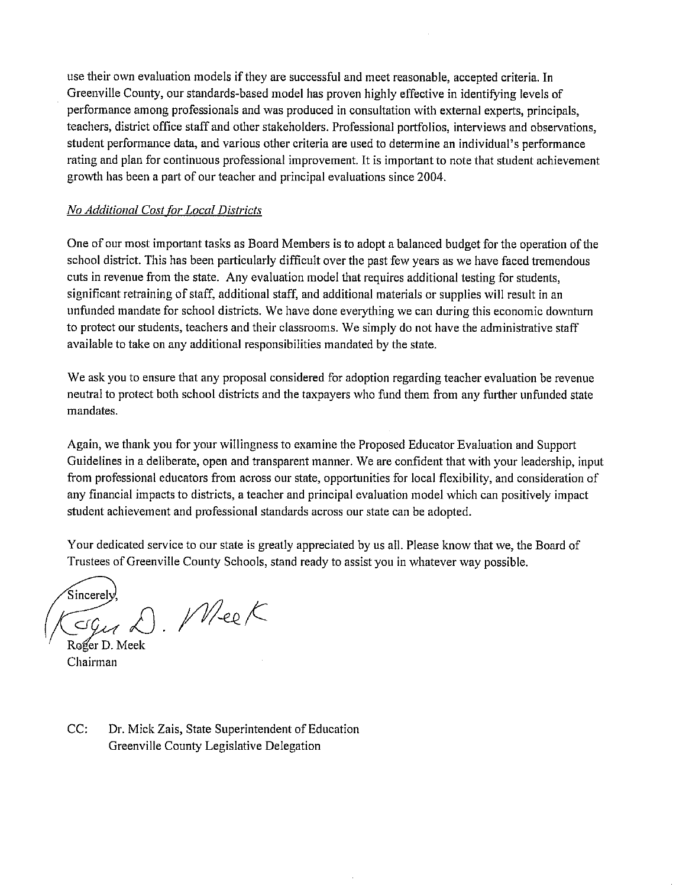use their own evaluation models if they are successful and meet reasonable, accepted criteria. In Greenville County, our standards-based model has proven highly effective in identifying levels of performance among professionals and was produced in consultation with external experts, principals, teachers, district office staff and other stakeholders. Professional portfolios, interviews and observations, student performance data, and various other criteria are used to determine an individual's performance rating and plan for continuous professional improvement. It is important to note that student achievement growth has been a part of our teacher and principal evaluations since 2004.

*No Additional Cost for Local Districts*

One of our most important tasks as Board Members is to adopt a balanced budget for the operation of the school district. This has been particularly difficult over the past few years as we have faced tremendous cuts in revenue from the state. Any evaluation model that requires additional testing for students, significant retraining of staff, additional staff, and additional materials or supplies will result in an unfunded mandate for school districts. We have done everything we can during this economic downturn to protect our students, teachers and their classrooms. We simply do not have the administrative staff available to take on any additional responsibilities mandated by the state.

We ask you to ensure that any proposal considered for adoption regarding teacher evaluation be revenue neutral to protect both school districts and the taxpayers who fund them from any further unfunded state mandates.

Again, we thank you for your willingness to examine the Proposed Educator Evaluation and Support Guidelines in a deliberate, open and transparent manner. We are confident that with your leadership, input from professional educators from across our state, opportunities for local flexibility, and consideration of any financial impacts to districts, a teacher and principal evaluation model which can positively impact student achievement and professional standards across our state can be adopted.

Your dedicated service to our state is greatly appreciated by us all. Please know that we, the Board of Trustees of Greenville County Schools, stand ready to assist you in whatever way possible.

Sincerely,

Roger D. Meek
Chairman

CC: Dr. Mick Zais, State Superintendent of Education
Greenville County Legislative Delegation